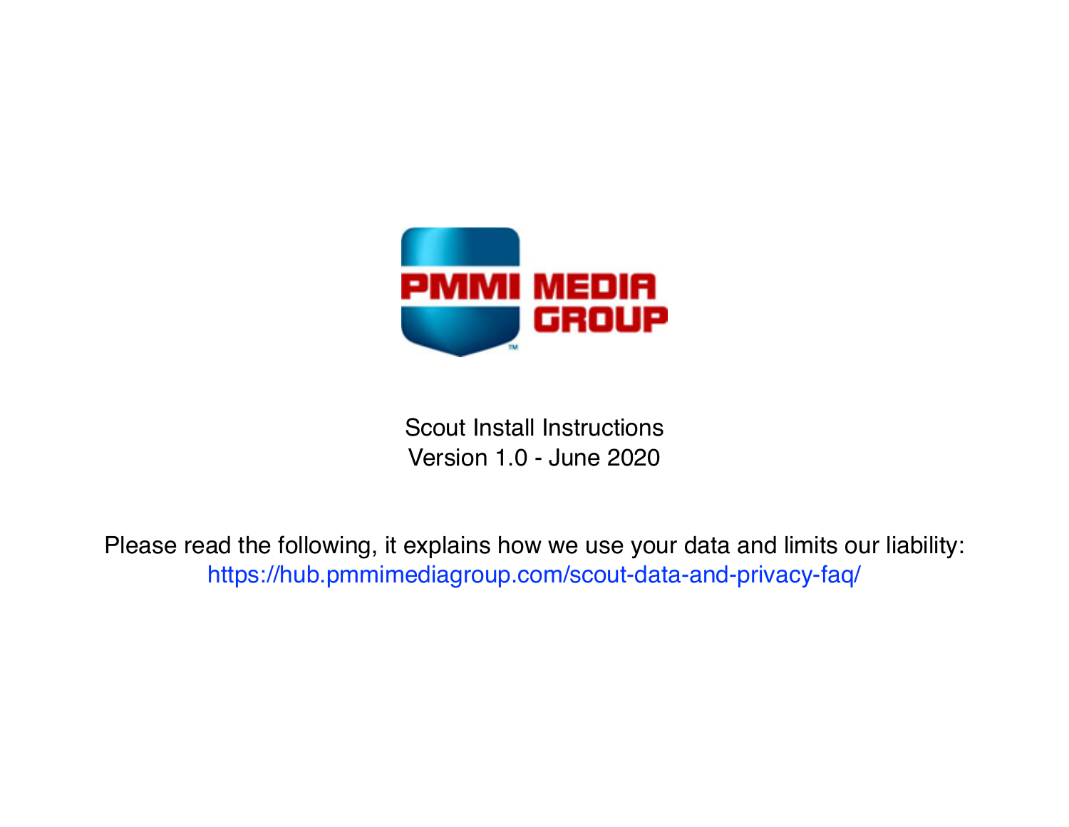PMMI MEDIA GROUP

# Scout Install Instructions

Version 1.0 - June 2020

Please read the following, it explains how we use your data and limits our liability:
https://hub.pmmimediagroup.com/scout-data-and-privacy-faq/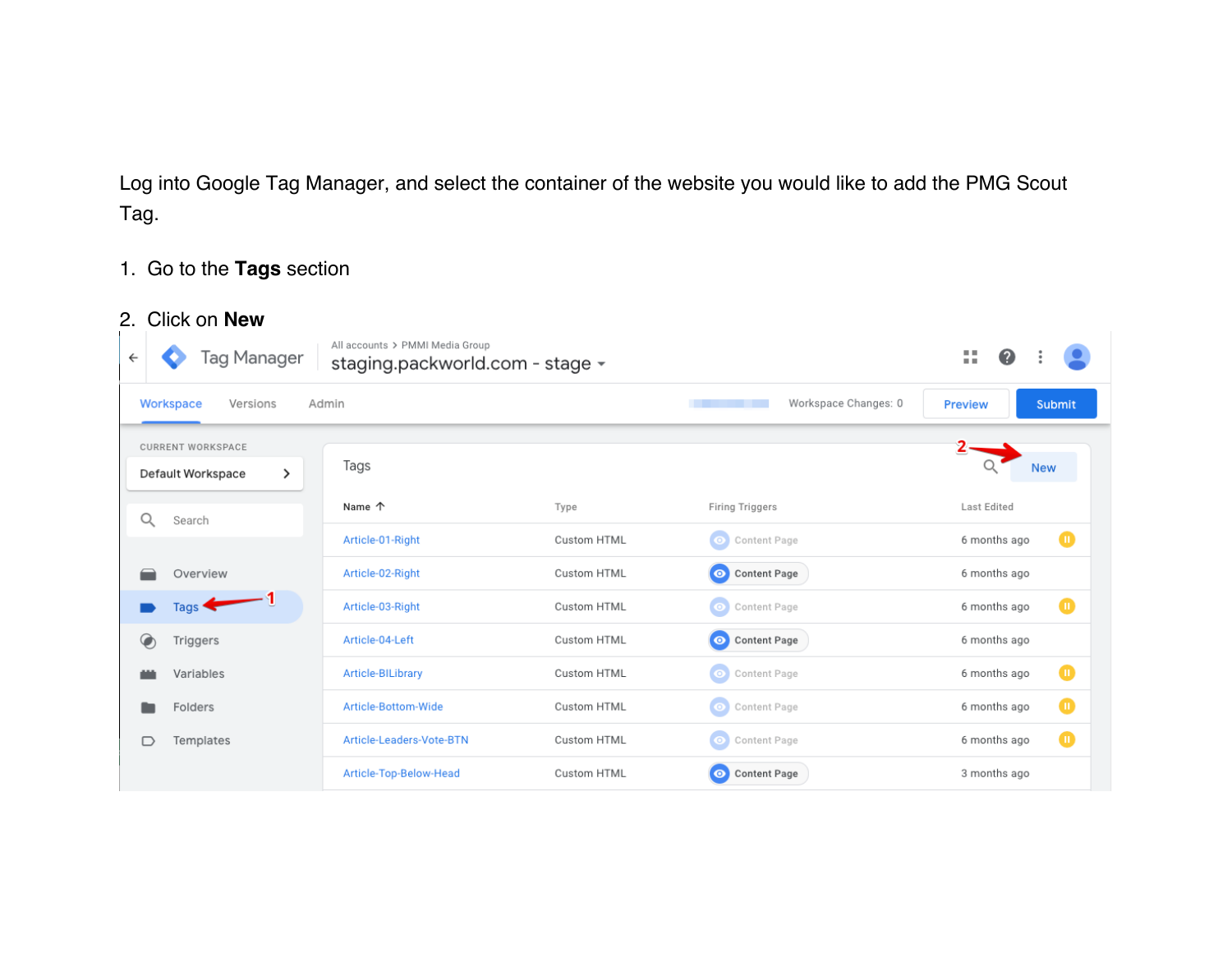Log into Google Tag Manager, and select the container of the website you would like to add the PMG Scout Tag.

1. Go to the **Tags** section

2. Click on **New**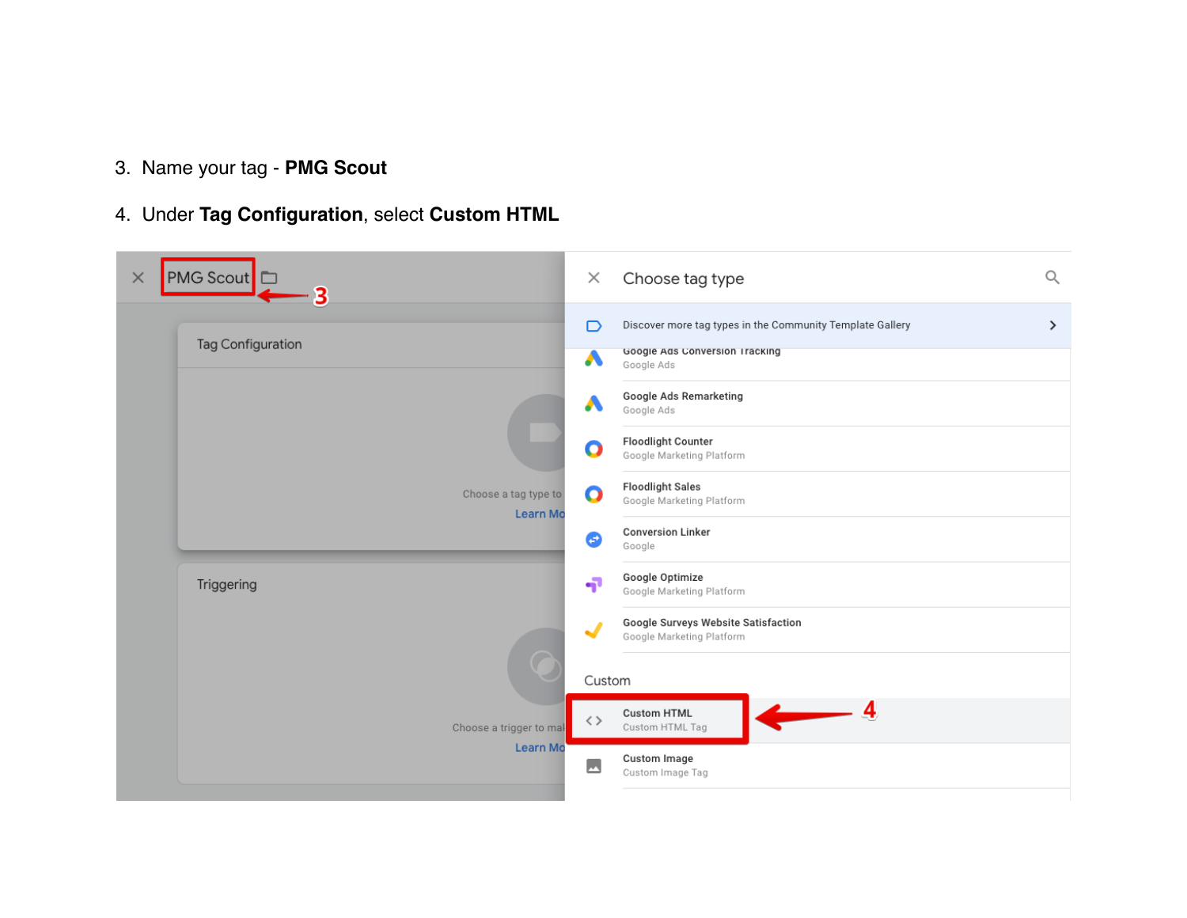3. Name your tag - **PMG Scout**

4. Under **Tag Configuration**, select **Custom HTML**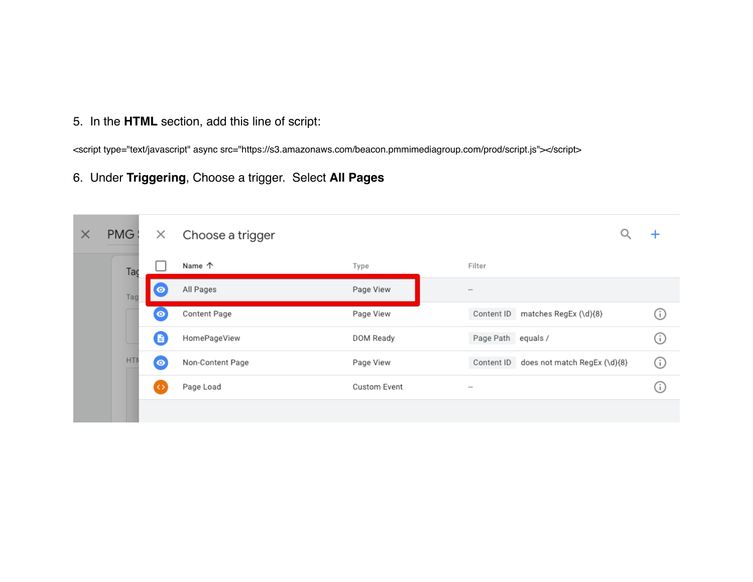5. In the **HTML** section, add this line of script:

```
<script type="text/javascript" async src="https://s3.amazonaws.com/beacon.pmmimediagroup.com/prod/script.js"></script>
```

6. Under **Triggering**, Choose a trigger. Select **All Pages**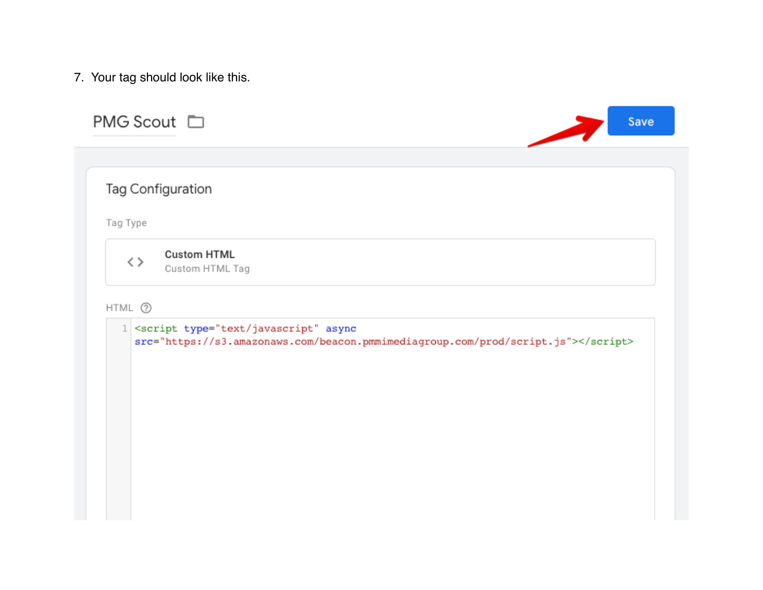7. Your tag should look like this.

PMG Scout

Save

Tag Configuration

Tag Type

Custom HTML
Custom HTML Tag

HTML

```
<script type="text/javascript" async src="https://s3.amazonaws.com/beacon.pmmimediagroup.com/prod/script.js"></script>
```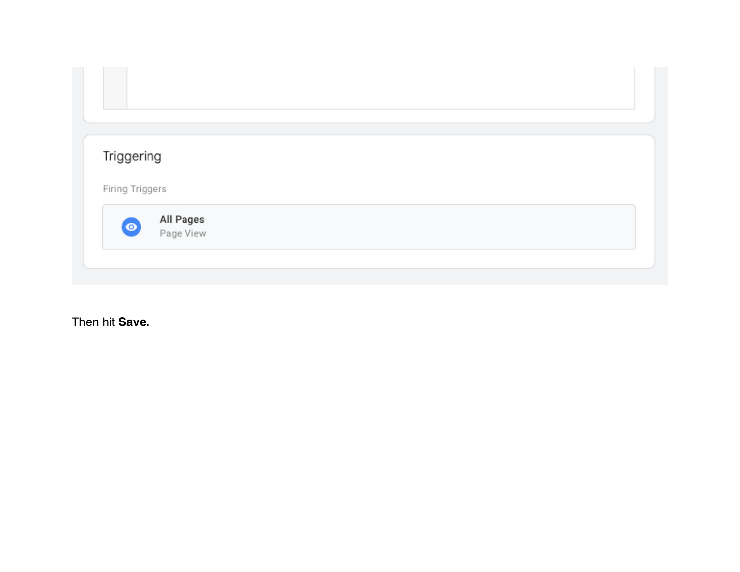Then hit **Save.**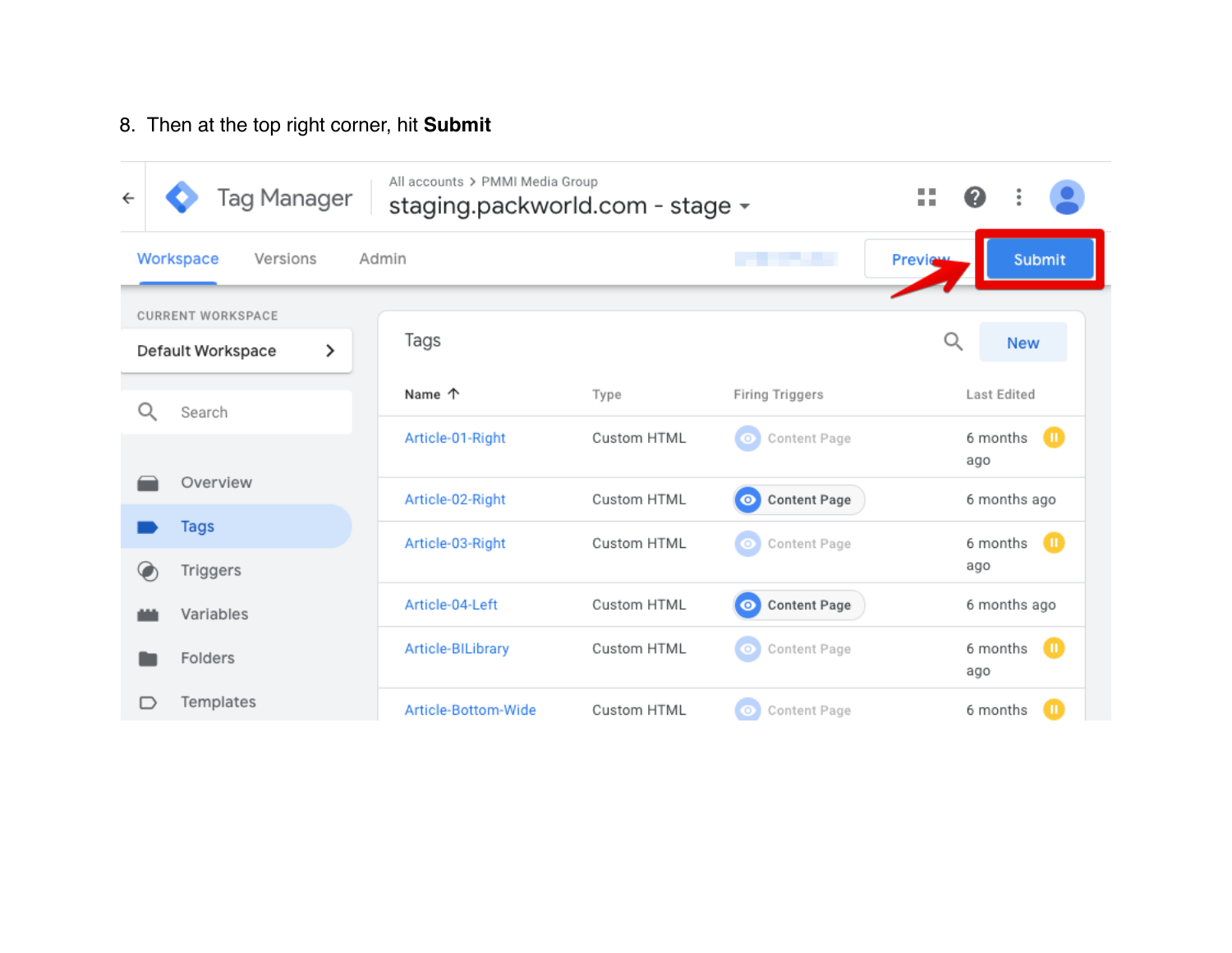8. Then at the top right corner, hit **Submit**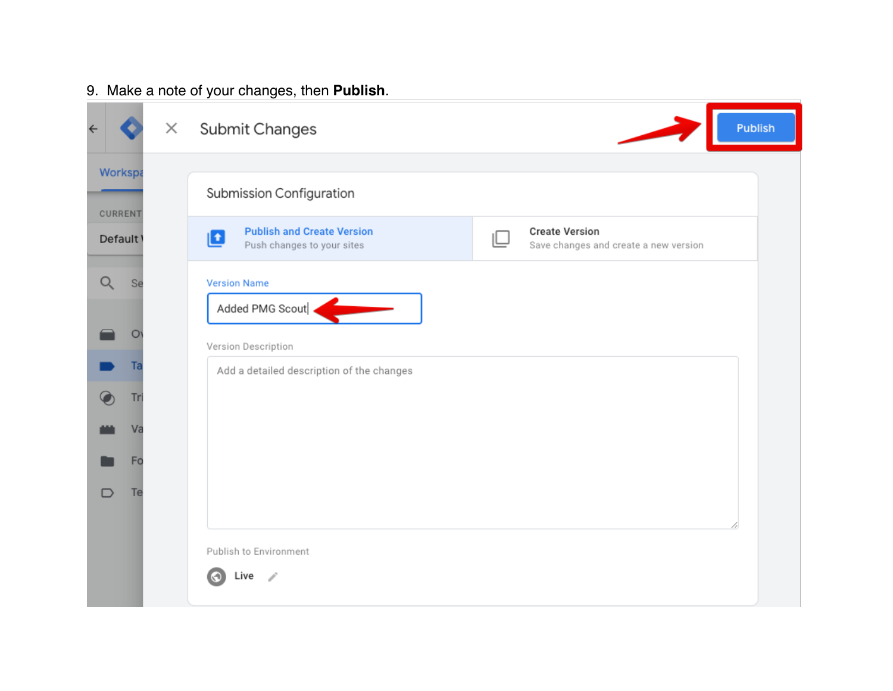9. Make a note of your changes, then **Publish**.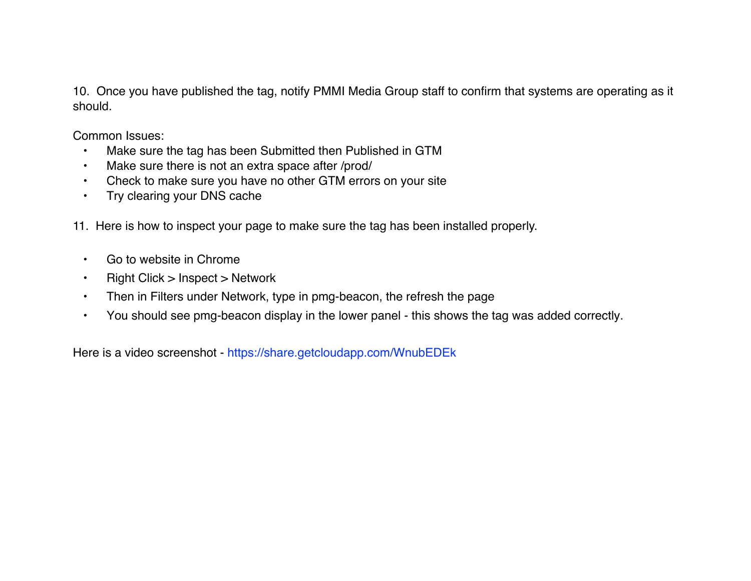10. Once you have published the tag, notify PMMI Media Group staff to confirm that systems are operating as it should.

Common Issues:

- Make sure the tag has been Submitted then Published in GTM
- Make sure there is not an extra space after /prod/
- Check to make sure you have no other GTM errors on your site
- Try clearing your DNS cache

11. Here is how to inspect your page to make sure the tag has been installed properly.

- Go to website in Chrome
- Right Click > Inspect > Network
- Then in Filters under Network, type in pmg-beacon, the refresh the page
- You should see pmg-beacon display in the lower panel - this shows the tag was added correctly.

Here is a video screenshot - https://share.getcloudapp.com/WnubEDEk